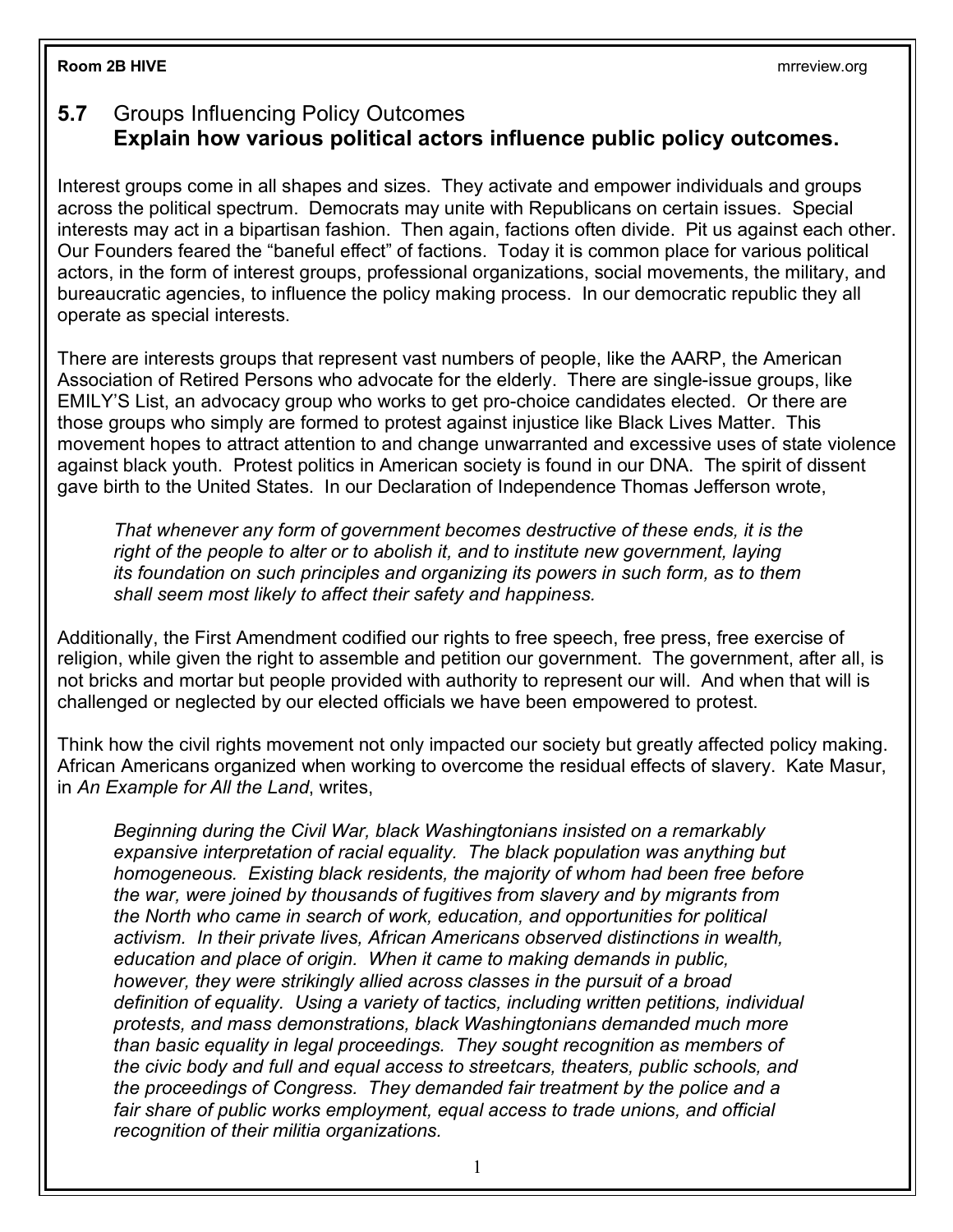## **5.7** Groups Influencing Policy Outcomes
## **Explain how various political actors influence public policy outcomes.**

Interest groups come in all shapes and sizes. They activate and empower individuals and groups across the political spectrum. Democrats may unite with Republicans on certain issues. Special interests may act in a bipartisan fashion. Then again, factions often divide. Pit us against each other. Our Founders feared the "baneful effect" of factions. Today it is common place for various political actors, in the form of interest groups, professional organizations, social movements, the military, and bureaucratic agencies, to influence the policy making process. In our democratic republic they all operate as special interests.

There are interests groups that represent vast numbers of people, like the AARP, the American Association of Retired Persons who advocate for the elderly. There are single-issue groups, like EMILY'S List, an advocacy group who works to get pro-choice candidates elected. Or there are those groups who simply are formed to protest against injustice like Black Lives Matter. This movement hopes to attract attention to and change unwarranted and excessive uses of state violence against black youth. Protest politics in American society is found in our DNA. The spirit of dissent gave birth to the United States. In our Declaration of Independence Thomas Jefferson wrote,

> *That whenever any form of government becomes destructive of these ends, it is the right of the people to alter or to abolish it, and to institute new government, laying its foundation on such principles and organizing its powers in such form, as to them shall seem most likely to affect their safety and happiness.*

Additionally, the First Amendment codified our rights to free speech, free press, free exercise of religion, while given the right to assemble and petition our government. The government, after all, is not bricks and mortar but people provided with authority to represent our will. And when that will is challenged or neglected by our elected officials we have been empowered to protest.

Think how the civil rights movement not only impacted our society but greatly affected policy making. African Americans organized when working to overcome the residual effects of slavery. Kate Masur, in *An Example for All the Land*, writes,

> *Beginning during the Civil War, black Washingtonians insisted on a remarkably expansive interpretation of racial equality. The black population was anything but homogeneous. Existing black residents, the majority of whom had been free before the war, were joined by thousands of fugitives from slavery and by migrants from the North who came in search of work, education, and opportunities for political activism. In their private lives, African Americans observed distinctions in wealth, education and place of origin. When it came to making demands in public, however, they were strikingly allied across classes in the pursuit of a broad definition of equality. Using a variety of tactics, including written petitions, individual protests, and mass demonstrations, black Washingtonians demanded much more than basic equality in legal proceedings. They sought recognition as members of the civic body and full and equal access to streetcars, theaters, public schools, and the proceedings of Congress. They demanded fair treatment by the police and a fair share of public works employment, equal access to trade unions, and official recognition of their militia organizations.*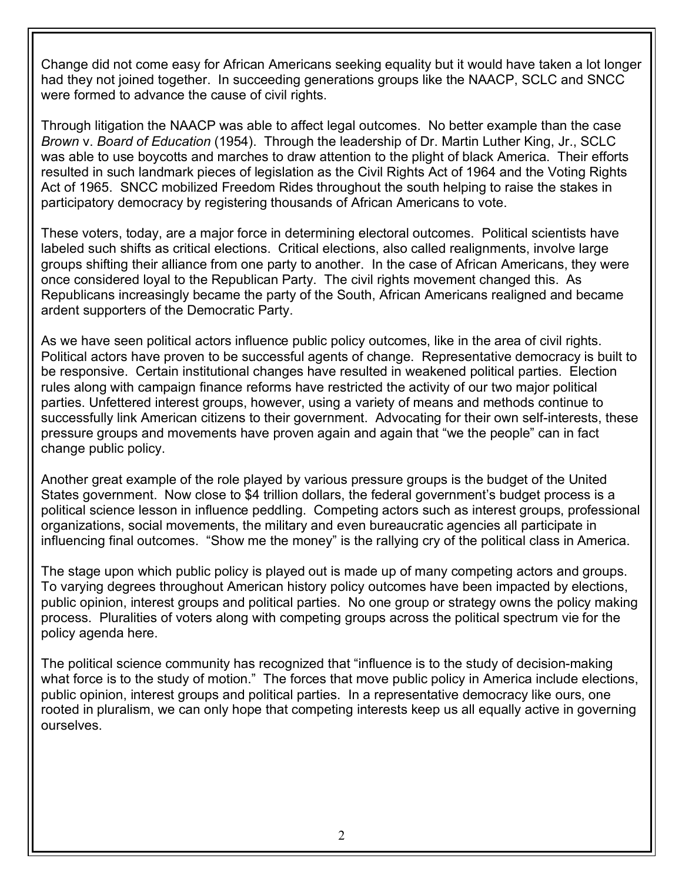Change did not come easy for African Americans seeking equality but it would have taken a lot longer had they not joined together. In succeeding generations groups like the NAACP, SCLC and SNCC were formed to advance the cause of civil rights.

Through litigation the NAACP was able to affect legal outcomes. No better example than the case *Brown* v. *Board of Education* (1954). Through the leadership of Dr. Martin Luther King, Jr., SCLC was able to use boycotts and marches to draw attention to the plight of black America. Their efforts resulted in such landmark pieces of legislation as the Civil Rights Act of 1964 and the Voting Rights Act of 1965. SNCC mobilized Freedom Rides throughout the south helping to raise the stakes in participatory democracy by registering thousands of African Americans to vote.

These voters, today, are a major force in determining electoral outcomes. Political scientists have labeled such shifts as critical elections. Critical elections, also called realignments, involve large groups shifting their alliance from one party to another. In the case of African Americans, they were once considered loyal to the Republican Party. The civil rights movement changed this. As Republicans increasingly became the party of the South, African Americans realigned and became ardent supporters of the Democratic Party.

As we have seen political actors influence public policy outcomes, like in the area of civil rights. Political actors have proven to be successful agents of change. Representative democracy is built to be responsive. Certain institutional changes have resulted in weakened political parties. Election rules along with campaign finance reforms have restricted the activity of our two major political parties. Unfettered interest groups, however, using a variety of means and methods continue to successfully link American citizens to their government. Advocating for their own self-interests, these pressure groups and movements have proven again and again that "we the people" can in fact change public policy.

Another great example of the role played by various pressure groups is the budget of the United States government. Now close to $4 trillion dollars, the federal government's budget process is a political science lesson in influence peddling. Competing actors such as interest groups, professional organizations, social movements, the military and even bureaucratic agencies all participate in influencing final outcomes. "Show me the money" is the rallying cry of the political class in America.

The stage upon which public policy is played out is made up of many competing actors and groups. To varying degrees throughout American history policy outcomes have been impacted by elections, public opinion, interest groups and political parties. No one group or strategy owns the policy making process. Pluralities of voters along with competing groups across the political spectrum vie for the policy agenda here.

The political science community has recognized that "influence is to the study of decision-making what force is to the study of motion." The forces that move public policy in America include elections, public opinion, interest groups and political parties. In a representative democracy like ours, one rooted in pluralism, we can only hope that competing interests keep us all equally active in governing ourselves.